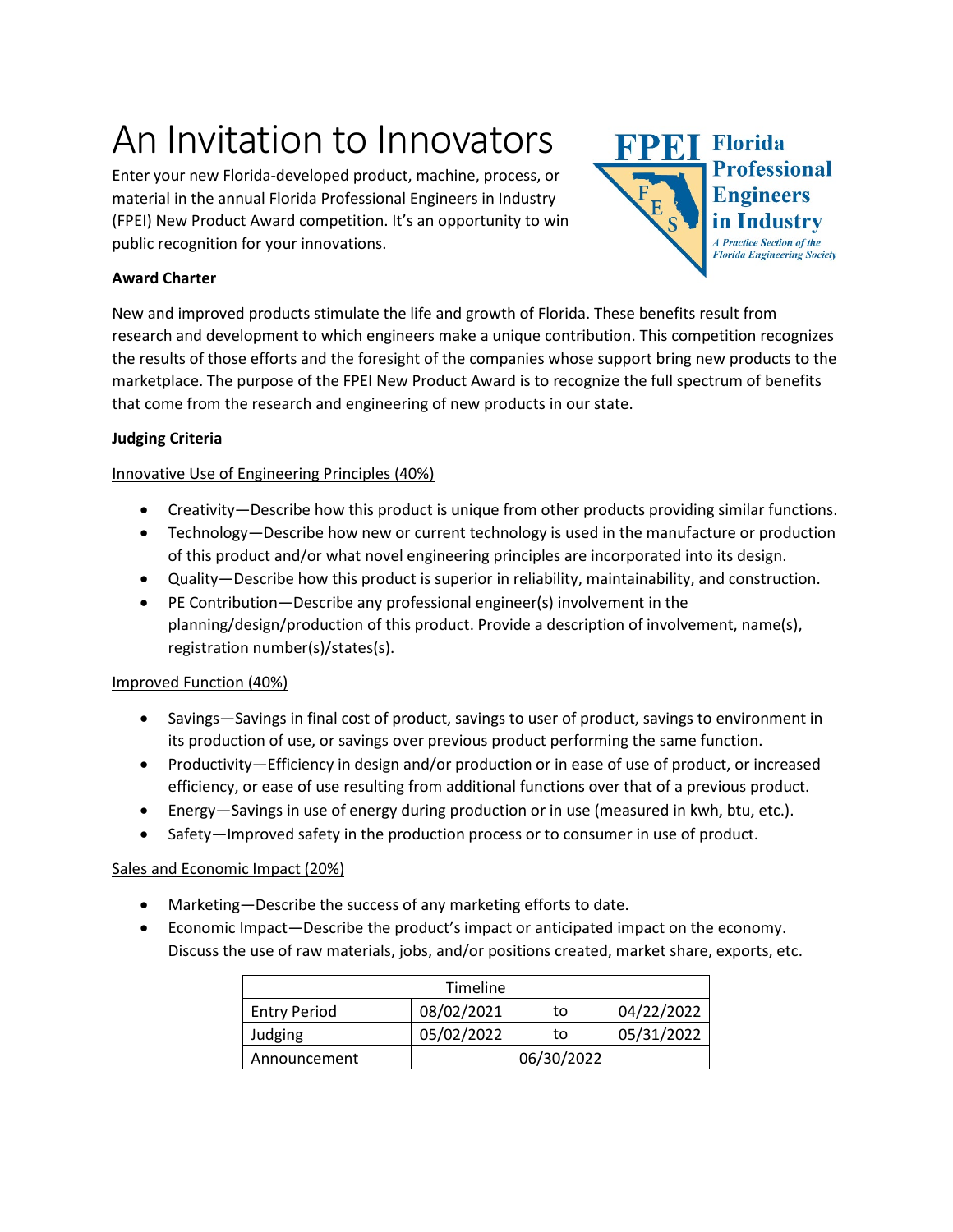# An Invitation to Innovators

Enter your new Florida-developed product, machine, process, or material in the annual Florida Professional Engineers in Industry (FPEI) New Product Award competition. It's an opportunity to win public recognition for your innovations.

FPEI Florida Professional Engineers in Industry
*A Practice Section of the Florida Engineering Society*

**Award Charter**

New and improved products stimulate the life and growth of Florida. These benefits result from research and development to which engineers make a unique contribution. This competition recognizes the results of those efforts and the foresight of the companies whose support bring new products to the marketplace. The purpose of the FPEI New Product Award is to recognize the full spectrum of benefits that come from the research and engineering of new products in our state.

**Judging Criteria**

Innovative Use of Engineering Principles (40%)

- Creativity—Describe how this product is unique from other products providing similar functions.
- Technology—Describe how new or current technology is used in the manufacture or production of this product and/or what novel engineering principles are incorporated into its design.
- Quality—Describe how this product is superior in reliability, maintainability, and construction.
- PE Contribution—Describe any professional engineer(s) involvement in the planning/design/production of this product. Provide a description of involvement, name(s), registration number(s)/states(s).

Improved Function (40%)

- Savings—Savings in final cost of product, savings to user of product, savings to environment in its production of use, or savings over previous product performing the same function.
- Productivity—Efficiency in design and/or production or in ease of use of product, or increased efficiency, or ease of use resulting from additional functions over that of a previous product.
- Energy—Savings in use of energy during production or in use (measured in kwh, btu, etc.).
- Safety—Improved safety in the production process or to consumer in use of product.

Sales and Economic Impact (20%)

- Marketing—Describe the success of any marketing efforts to date.
- Economic Impact—Describe the product's impact or anticipated impact on the economy. Discuss the use of raw materials, jobs, and/or positions created, market share, exports, etc.

| Timeline | | | |
|---|---|---|---|
| Entry Period | 08/02/2021 | to | 04/22/2022 |
| Judging | 05/02/2022 | to | 05/31/2022 |
| Announcement | 06/30/2022 | | |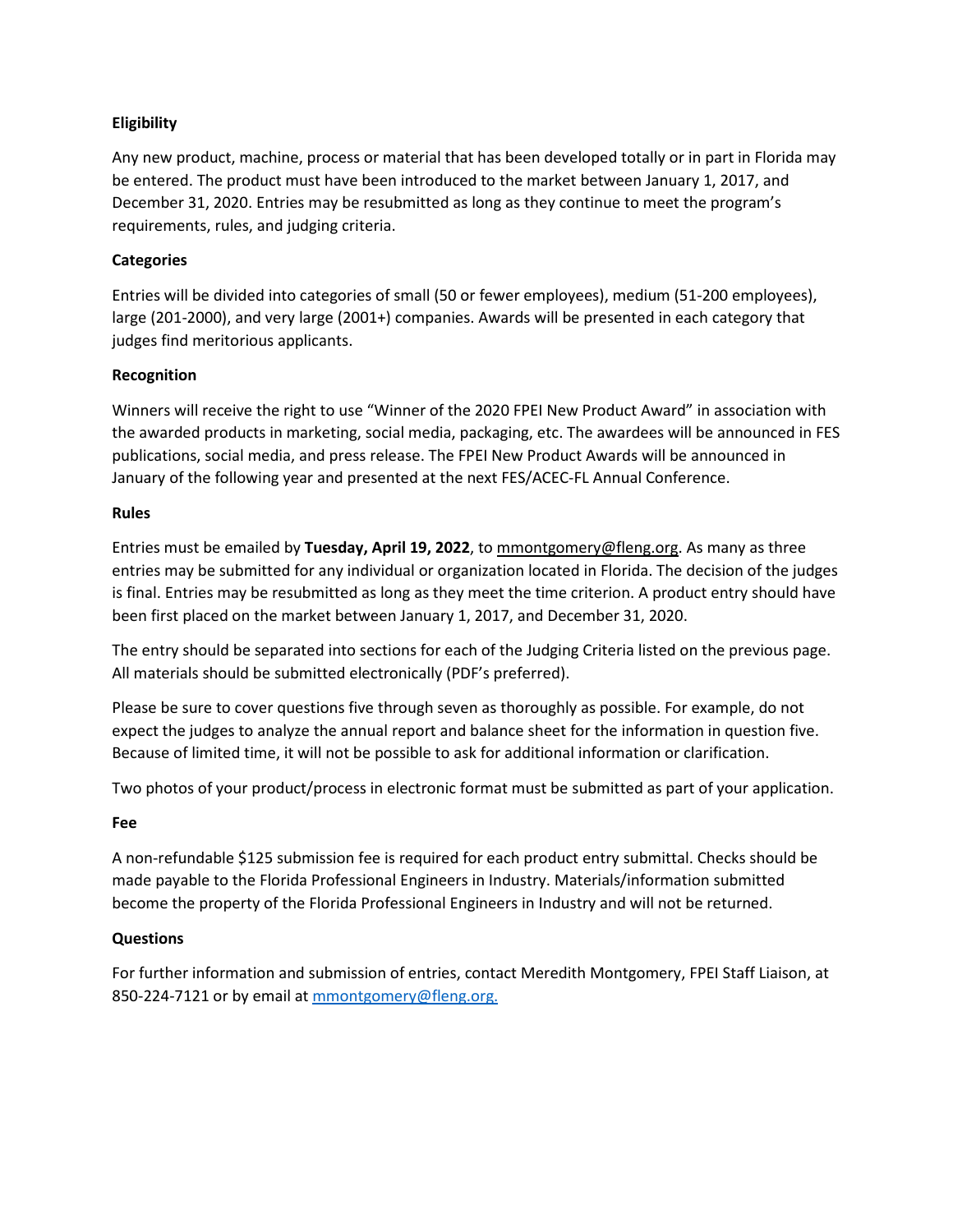**Eligibility**

Any new product, machine, process or material that has been developed totally or in part in Florida may be entered. The product must have been introduced to the market between January 1, 2017, and December 31, 2020. Entries may be resubmitted as long as they continue to meet the program's requirements, rules, and judging criteria.

**Categories**

Entries will be divided into categories of small (50 or fewer employees), medium (51-200 employees), large (201-2000), and very large (2001+) companies. Awards will be presented in each category that judges find meritorious applicants.

**Recognition**

Winners will receive the right to use "Winner of the 2020 FPEI New Product Award" in association with the awarded products in marketing, social media, packaging, etc. The awardees will be announced in FES publications, social media, and press release. The FPEI New Product Awards will be announced in January of the following year and presented at the next FES/ACEC-FL Annual Conference.

**Rules**

Entries must be emailed by **Tuesday, April 19, 2022**, to mmontgomery@fleng.org. As many as three entries may be submitted for any individual or organization located in Florida. The decision of the judges is final. Entries may be resubmitted as long as they meet the time criterion. A product entry should have been first placed on the market between January 1, 2017, and December 31, 2020.

The entry should be separated into sections for each of the Judging Criteria listed on the previous page. All materials should be submitted electronically (PDF's preferred).

Please be sure to cover questions five through seven as thoroughly as possible. For example, do not expect the judges to analyze the annual report and balance sheet for the information in question five. Because of limited time, it will not be possible to ask for additional information or clarification.

Two photos of your product/process in electronic format must be submitted as part of your application.

**Fee**

A non-refundable $125 submission fee is required for each product entry submittal. Checks should be made payable to the Florida Professional Engineers in Industry. Materials/information submitted become the property of the Florida Professional Engineers in Industry and will not be returned.

**Questions**

For further information and submission of entries, contact Meredith Montgomery, FPEI Staff Liaison, at 850-224-7121 or by email at mmontgomery@fleng.org.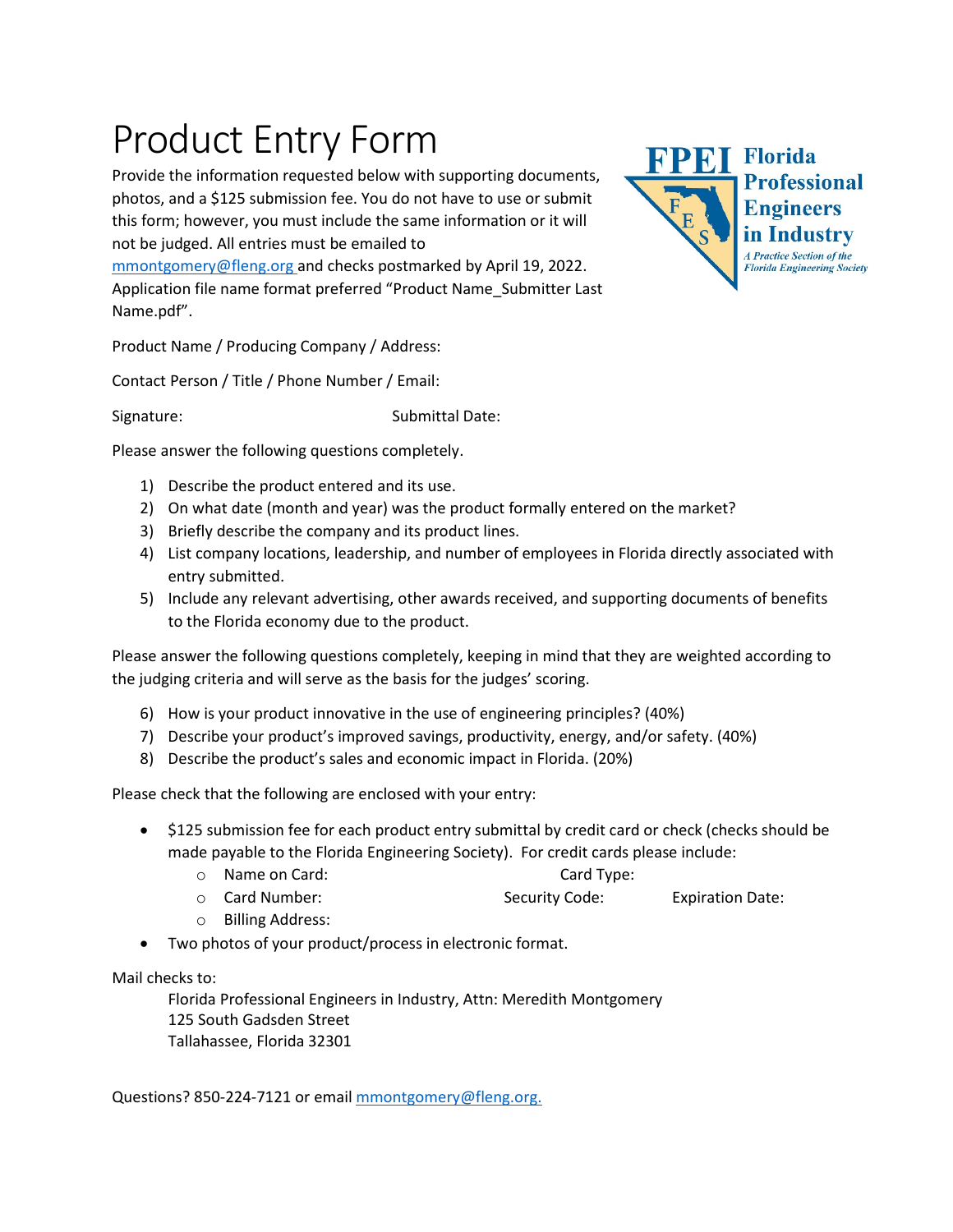# Product Entry Form

Provide the information requested below with supporting documents, photos, and a $125 submission fee. You do not have to use or submit this form; however, you must include the same information or it will not be judged. All entries must be emailed to mmontgomery@fleng.org and checks postmarked by April 19, 2022. Application file name format preferred "Product Name_Submitter Last Name.pdf".

**FPEI Florida Professional Engineers in Industry**
*A Practice Section of the Florida Engineering Society*

Product Name / Producing Company / Address:

Contact Person / Title / Phone Number / Email:

Signature: Submittal Date:

Please answer the following questions completely.

1) Describe the product entered and its use.
2) On what date (month and year) was the product formally entered on the market?
3) Briefly describe the company and its product lines.
4) List company locations, leadership, and number of employees in Florida directly associated with entry submitted.
5) Include any relevant advertising, other awards received, and supporting documents of benefits to the Florida economy due to the product.

Please answer the following questions completely, keeping in mind that they are weighted according to the judging criteria and will serve as the basis for the judges' scoring.

6) How is your product innovative in the use of engineering principles? (40%)
7) Describe your product's improved savings, productivity, energy, and/or safety. (40%)
8) Describe the product's sales and economic impact in Florida. (20%)

Please check that the following are enclosed with your entry:

- $125 submission fee for each product entry submittal by credit card or check (checks should be made payable to the Florida Engineering Society). For credit cards please include:
  - Name on Card: Card Type:
  - Card Number: Security Code: Expiration Date:
  - Billing Address:
- Two photos of your product/process in electronic format.

Mail checks to:

Florida Professional Engineers in Industry, Attn: Meredith Montgomery
125 South Gadsden Street
Tallahassee, Florida 32301

Questions? 850-224-7121 or email mmontgomery@fleng.org.